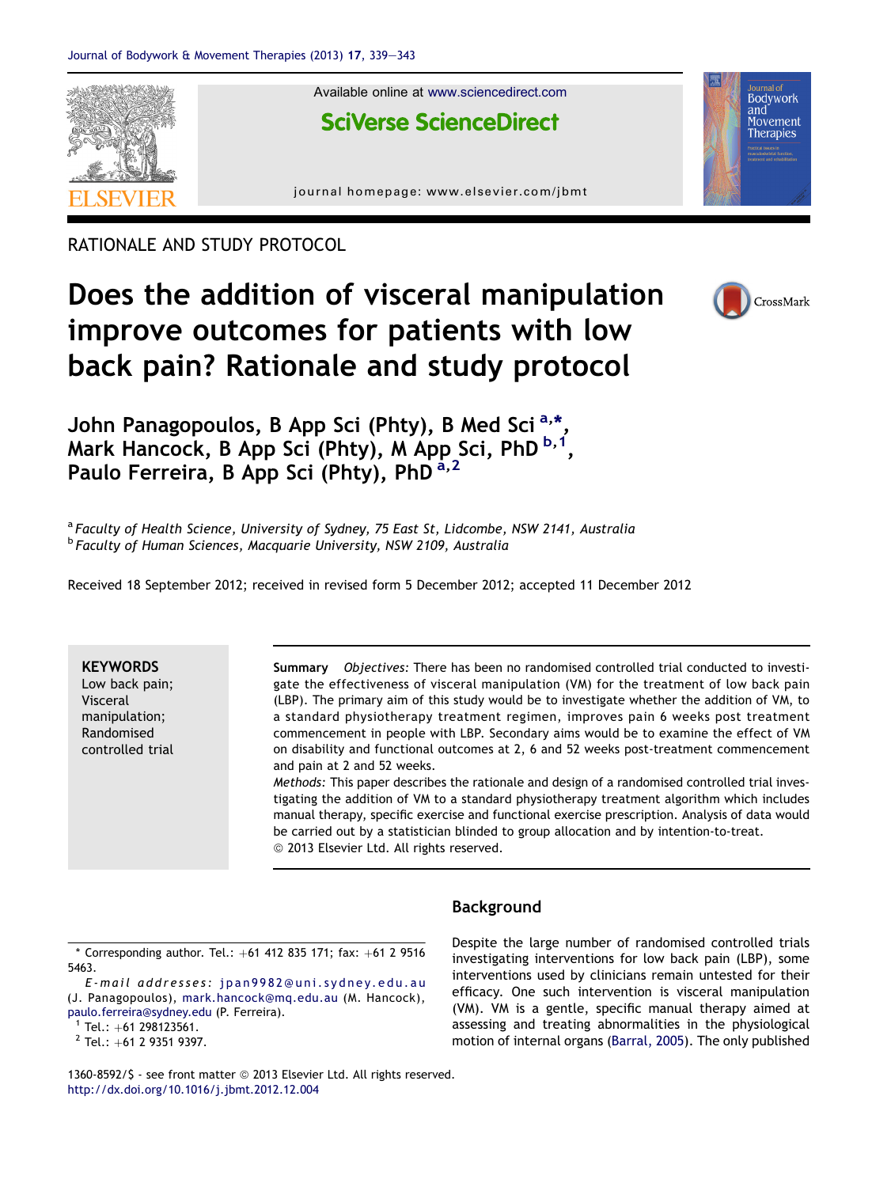RATIONALE AND STUDY PROTOCOL

# Does the addition of visceral manipulation improve outcomes for patients with low back pain? Rationale and study protocol

John Panagopoulos, B App Sci (Phty), B Med Sci [a,*], Mark Hancock, B App Sci (Phty), M App Sci, PhD [b,1], Paulo Ferreira, B App Sci (Phty), PhD [a,2]

[a] Faculty of Health Science, University of Sydney, 75 East St, Lidcombe, NSW 2141, Australia
[b] Faculty of Human Sciences, Macquarie University, NSW 2109, Australia

Received 18 September 2012; received in revised form 5 December 2012; accepted 11 December 2012

**KEYWORDS**
Low back pain;
Visceral manipulation;
Randomised controlled trial

**Summary** *Objectives:* There has been no randomised controlled trial conducted to investigate the effectiveness of visceral manipulation (VM) for the treatment of low back pain (LBP). The primary aim of this study would be to investigate whether the addition of VM, to a standard physiotherapy treatment regimen, improves pain 6 weeks post treatment commencement in people with LBP. Secondary aims would be to examine the effect of VM on disability and functional outcomes at 2, 6 and 52 weeks post-treatment commencement and pain at 2 and 52 weeks.

*Methods:* This paper describes the rationale and design of a randomised controlled trial investigating the addition of VM to a standard physiotherapy treatment algorithm which includes manual therapy, specific exercise and functional exercise prescription. Analysis of data would be carried out by a statistician blinded to group allocation and by intention-to-treat.

© 2013 Elsevier Ltd. All rights reserved.

## Background

Despite the large number of randomised controlled trials investigating interventions for low back pain (LBP), some interventions used by clinicians remain untested for their efficacy. One such intervention is visceral manipulation (VM). VM is a gentle, specific manual therapy aimed at assessing and treating abnormalities in the physiological motion of internal organs (Barral, 2005). The only published

\* Corresponding author. Tel.: +61 412 835 171; fax: +61 2 9516 5463.

*E-mail addresses:* jpan9982@uni.sydney.edu.au (J. Panagopoulos), mark.hancock@mq.edu.au (M. Hancock), paulo.ferreira@sydney.edu (P. Ferreira).

[1] Tel.: +61 298123561.

[2] Tel.: +61 2 9351 9397.

1360-8592/$ - see front matter © 2013 Elsevier Ltd. All rights reserved.
http://dx.doi.org/10.1016/j.jbmt.2012.12.004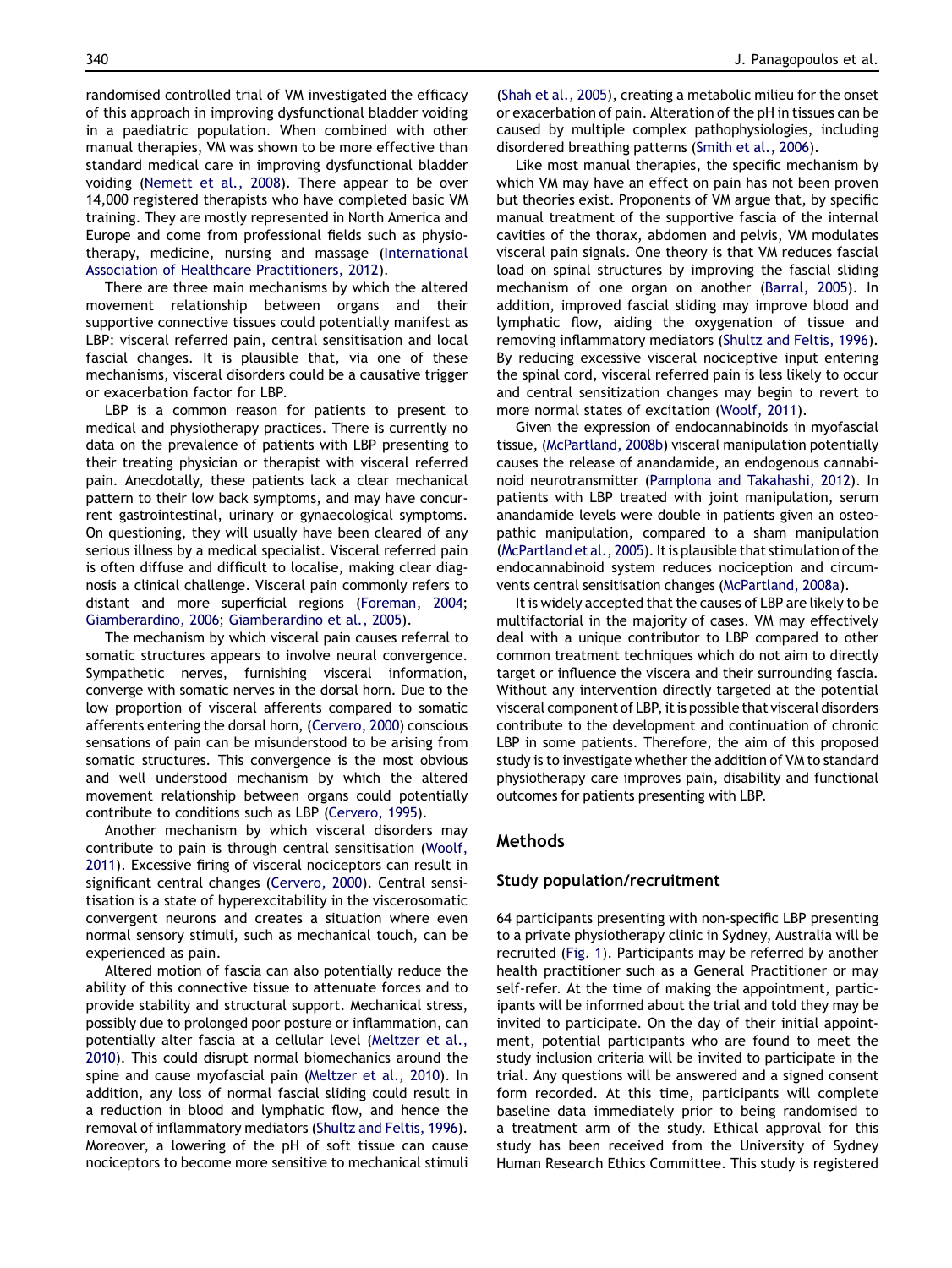randomised controlled trial of VM investigated the efficacy of this approach in improving dysfunctional bladder voiding in a paediatric population. When combined with other manual therapies, VM was shown to be more effective than standard medical care in improving dysfunctional bladder voiding (Nemett et al., 2008). There appear to be over 14,000 registered therapists who have completed basic VM training. They are mostly represented in North America and Europe and come from professional fields such as physiotherapy, medicine, nursing and massage (International Association of Healthcare Practitioners, 2012).

There are three main mechanisms by which the altered movement relationship between organs and their supportive connective tissues could potentially manifest as LBP: visceral referred pain, central sensitisation and local fascial changes. It is plausible that, via one of these mechanisms, visceral disorders could be a causative trigger or exacerbation factor for LBP.

LBP is a common reason for patients to present to medical and physiotherapy practices. There is currently no data on the prevalence of patients with LBP presenting to their treating physician or therapist with visceral referred pain. Anecdotally, these patients lack a clear mechanical pattern to their low back symptoms, and may have concurrent gastrointestinal, urinary or gynaecological symptoms. On questioning, they will usually have been cleared of any serious illness by a medical specialist. Visceral referred pain is often diffuse and difficult to localise, making clear diagnosis a clinical challenge. Visceral pain commonly refers to distant and more superficial regions (Foreman, 2004; Giamberardino, 2006; Giamberardino et al., 2005).

The mechanism by which visceral pain causes referral to somatic structures appears to involve neural convergence. Sympathetic nerves, furnishing visceral information, converge with somatic nerves in the dorsal horn. Due to the low proportion of visceral afferents compared to somatic afferents entering the dorsal horn, (Cervero, 2000) conscious sensations of pain can be misunderstood to be arising from somatic structures. This convergence is the most obvious and well understood mechanism by which the altered movement relationship between organs could potentially contribute to conditions such as LBP (Cervero, 1995).

Another mechanism by which visceral disorders may contribute to pain is through central sensitisation (Woolf, 2011). Excessive firing of visceral nociceptors can result in significant central changes (Cervero, 2000). Central sensitisation is a state of hyperexcitability in the viscerosomatic convergent neurons and creates a situation where even normal sensory stimuli, such as mechanical touch, can be experienced as pain.

Altered motion of fascia can also potentially reduce the ability of this connective tissue to attenuate forces and to provide stability and structural support. Mechanical stress, possibly due to prolonged poor posture or inflammation, can potentially alter fascia at a cellular level (Meltzer et al., 2010). This could disrupt normal biomechanics around the spine and cause myofascial pain (Meltzer et al., 2010). In addition, any loss of normal fascial sliding could result in a reduction in blood and lymphatic flow, and hence the removal of inflammatory mediators (Shultz and Feltis, 1996). Moreover, a lowering of the pH of soft tissue can cause nociceptors to become more sensitive to mechanical stimuli (Shah et al., 2005), creating a metabolic milieu for the onset or exacerbation of pain. Alteration of the pH in tissues can be caused by multiple complex pathophysiologies, including disordered breathing patterns (Smith et al., 2006).

Like most manual therapies, the specific mechanism by which VM may have an effect on pain has not been proven but theories exist. Proponents of VM argue that, by specific manual treatment of the supportive fascia of the internal cavities of the thorax, abdomen and pelvis, VM modulates visceral pain signals. One theory is that VM reduces fascial load on spinal structures by improving the fascial sliding mechanism of one organ on another (Barral, 2005). In addition, improved fascial sliding may improve blood and lymphatic flow, aiding the oxygenation of tissue and removing inflammatory mediators (Shultz and Feltis, 1996). By reducing excessive visceral nociceptive input entering the spinal cord, visceral referred pain is less likely to occur and central sensitization changes may begin to revert to more normal states of excitation (Woolf, 2011).

Given the expression of endocannabinoids in myofascial tissue, (McPartland, 2008b) visceral manipulation potentially causes the release of anandamide, an endogenous cannabinoid neurotransmitter (Pamplona and Takahashi, 2012). In patients with LBP treated with joint manipulation, serum anandamide levels were double in patients given an osteopathic manipulation, compared to a sham manipulation (McPartland et al., 2005). It is plausible that stimulation of the endocannabinoid system reduces nociception and circumvents central sensitisation changes (McPartland, 2008a).

It is widely accepted that the causes of LBP are likely to be multifactorial in the majority of cases. VM may effectively deal with a unique contributor to LBP compared to other common treatment techniques which do not aim to directly target or influence the viscera and their surrounding fascia. Without any intervention directly targeted at the potential visceral component of LBP, it is possible that visceral disorders contribute to the development and continuation of chronic LBP in some patients. Therefore, the aim of this proposed study is to investigate whether the addition of VM to standard physiotherapy care improves pain, disability and functional outcomes for patients presenting with LBP.

## Methods

### Study population/recruitment

64 participants presenting with non-specific LBP presenting to a private physiotherapy clinic in Sydney, Australia will be recruited (Fig. 1). Participants may be referred by another health practitioner such as a General Practitioner or may self-refer. At the time of making the appointment, participants will be informed about the trial and told they may be invited to participate. On the day of their initial appointment, potential participants who are found to meet the study inclusion criteria will be invited to participate in the trial. Any questions will be answered and a signed consent form recorded. At this time, participants will complete baseline data immediately prior to being randomised to a treatment arm of the study. Ethical approval for this study has been received from the University of Sydney Human Research Ethics Committee. This study is registered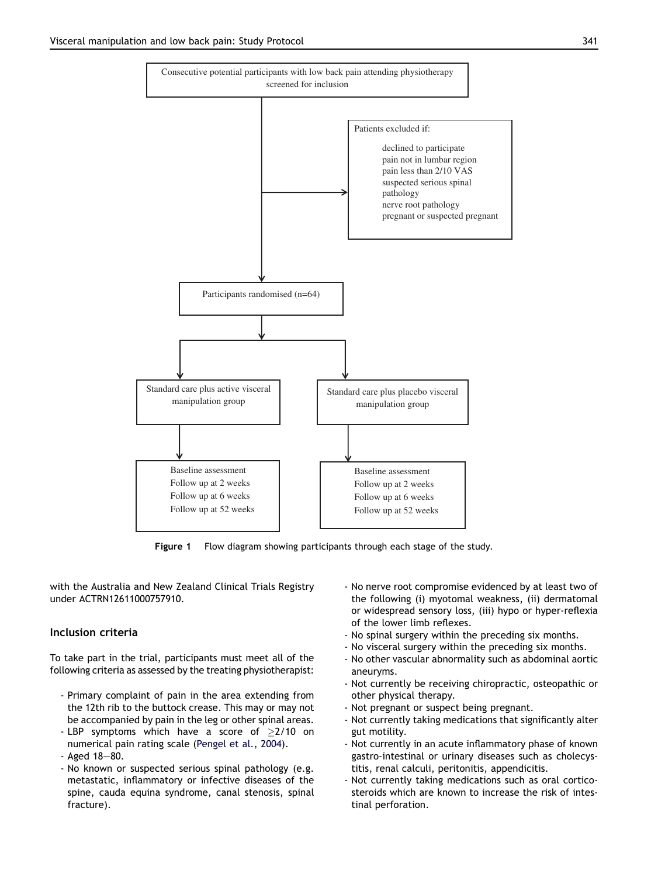Consecutive potential participants with low back pain attending physiotherapy screened for inclusion

Patients excluded if:

- declined to participate
- pain not in lumbar region
- pain less than 2/10 VAS
- suspected serious spinal pathology
- nerve root pathology
- pregnant or suspected pregnant

Participants randomised (n=64)

Standard care plus active visceral manipulation group

- Baseline assessment
- Follow up at 2 weeks
- Follow up at 6 weeks
- Follow up at 52 weeks

Standard care plus placebo visceral manipulation group

- Baseline assessment
- Follow up at 2 weeks
- Follow up at 6 weeks
- Follow up at 52 weeks

**Figure 1** Flow diagram showing participants through each stage of the study.

with the Australia and New Zealand Clinical Trials Registry under ACTRN12611000757910.

## Inclusion criteria

To take part in the trial, participants must meet all of the following criteria as assessed by the treating physiotherapist:

- Primary complaint of pain in the area extending from the 12th rib to the buttock crease. This may or may not be accompanied by pain in the leg or other spinal areas.
- LBP symptoms which have a score of $\geq$2/10 on numerical pain rating scale (Pengel et al., 2004).
- Aged 18–80.
- No known or suspected serious spinal pathology (e.g. metastatic, inflammatory or infective diseases of the spine, cauda equina syndrome, canal stenosis, spinal fracture).
- No nerve root compromise evidenced by at least two of the following (i) myotomal weakness, (ii) dermatomal or widespread sensory loss, (iii) hypo or hyper-reflexia of the lower limb reflexes.
- No spinal surgery within the preceding six months.
- No visceral surgery within the preceding six months.
- No other vascular abnormality such as abdominal aortic aneurysms.
- Not currently be receiving chiropractic, osteopathic or other physical therapy.
- Not pregnant or suspect being pregnant.
- Not currently taking medications that significantly alter gut motility.
- Not currently in an acute inflammatory phase of known gastro-intestinal or urinary diseases such as cholecystitis, renal calculi, peritonitis, appendicitis.
- Not currently taking medications such as oral corticosteroids which are known to increase the risk of intestinal perforation.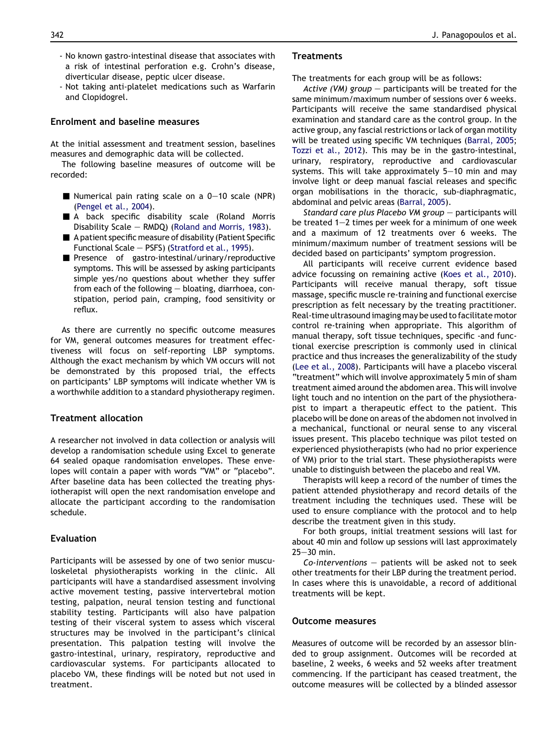- No known gastro-intestinal disease that associates with a risk of intestinal perforation e.g. Crohn's disease, diverticular disease, peptic ulcer disease.
- Not taking anti-platelet medications such as Warfarin and Clopidogrel.

## Enrolment and baseline measures

At the initial assessment and treatment session, baselines measures and demographic data will be collected.

The following baseline measures of outcome will be recorded:

- Numerical pain rating scale on a 0–10 scale (NPR) (Pengel et al., 2004).
- A back specific disability scale (Roland Morris Disability Scale – RMDQ) (Roland and Morris, 1983).
- A patient specific measure of disability (Patient Specific Functional Scale – PSFS) (Stratford et al., 1995).
- Presence of gastro-intestinal/urinary/reproductive symptoms. This will be assessed by asking participants simple yes/no questions about whether they suffer from each of the following – bloating, diarrhoea, constipation, period pain, cramping, food sensitivity or reflux.

As there are currently no specific outcome measures for VM, general outcomes measures for treatment effectiveness will focus on self-reporting LBP symptoms. Although the exact mechanism by which VM occurs will not be demonstrated by this proposed trial, the effects on participants' LBP symptoms will indicate whether VM is a worthwhile addition to a standard physiotherapy regimen.

## Treatment allocation

A researcher not involved in data collection or analysis will develop a randomisation schedule using Excel to generate 64 sealed opaque randomisation envelopes. These envelopes will contain a paper with words "VM" or "placebo". After baseline data has been collected the treating physiotherapist will open the next randomisation envelope and allocate the participant according to the randomisation schedule.

## Evaluation

Participants will be assessed by one of two senior musculoskeletal physiotherapists working in the clinic. All participants will have a standardised assessment involving active movement testing, passive intervertebral motion testing, palpation, neural tension testing and functional stability testing. Participants will also have palpation testing of their visceral system to assess which visceral structures may be involved in the participant's clinical presentation. This palpation testing will involve the gastro-intestinal, urinary, respiratory, reproductive and cardiovascular systems. For participants allocated to placebo VM, these findings will be noted but not used in treatment.

## Treatments

The treatments for each group will be as follows:

*Active (VM) group* – participants will be treated for the same minimum/maximum number of sessions over 6 weeks. Participants will receive the same standardised physical examination and standard care as the control group. In the active group, any fascial restrictions or lack of organ motility will be treated using specific VM techniques (Barral, 2005; Tozzi et al., 2012). This may be in the gastro-intestinal, urinary, respiratory, reproductive and cardiovascular systems. This will take approximately 5–10 min and may involve light or deep manual fascial releases and specific organ mobilisations in the thoracic, sub-diaphragmatic, abdominal and pelvic areas (Barral, 2005).

*Standard care plus Placebo VM group* – participants will be treated 1–2 times per week for a minimum of one week and a maximum of 12 treatments over 6 weeks. The minimum/maximum number of treatment sessions will be decided based on participants' symptom progression.

All participants will receive current evidence based advice focussing on remaining active (Koes et al., 2010). Participants will receive manual therapy, soft tissue massage, specific muscle re-training and functional exercise prescription as felt necessary by the treating practitioner. Real-time ultrasound imaging may be used to facilitate motor control re-training when appropriate. This algorithm of manual therapy, soft tissue techniques, specific -and functional exercise prescription is commonly used in clinical practice and thus increases the generalizability of the study (Lee et al., 2008). Participants will have a placebo visceral "treatment" which will involve approximately 5 min of sham treatment aimed around the abdomen area. This will involve light touch and no intention on the part of the physiotherapist to impart a therapeutic effect to the patient. This placebo will be done on areas of the abdomen not involved in a mechanical, functional or neural sense to any visceral issues present. This placebo technique was pilot tested on experienced physiotherapists (who had no prior experience of VM) prior to the trial start. These physiotherapists were unable to distinguish between the placebo and real VM.

Therapists will keep a record of the number of times the patient attended physiotherapy and record details of the treatment including the techniques used. These will be used to ensure compliance with the protocol and to help describe the treatment given in this study.

For both groups, initial treatment sessions will last for about 40 min and follow up sessions will last approximately 25–30 min.

*Co-interventions* – patients will be asked not to seek other treatments for their LBP during the treatment period. In cases where this is unavoidable, a record of additional treatments will be kept.

## Outcome measures

Measures of outcome will be recorded by an assessor blinded to group assignment. Outcomes will be recorded at baseline, 2 weeks, 6 weeks and 52 weeks after treatment commencing. If the participant has ceased treatment, the outcome measures will be collected by a blinded assessor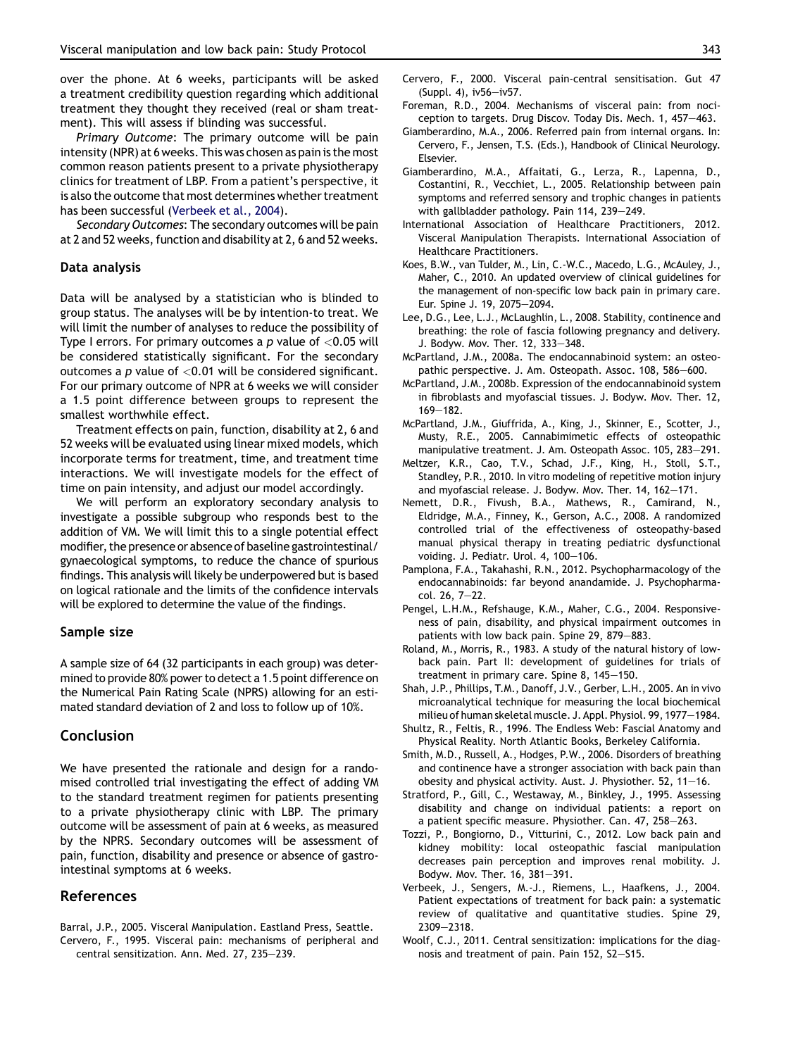over the phone. At 6 weeks, participants will be asked a treatment credibility question regarding which additional treatment they thought they received (real or sham treatment). This will assess if blinding was successful.

*Primary Outcome*: The primary outcome will be pain intensity (NPR) at 6 weeks. This was chosen as pain is the most common reason patients present to a private physiotherapy clinics for treatment of LBP. From a patient's perspective, it is also the outcome that most determines whether treatment has been successful (Verbeek et al., 2004).

*Secondary Outcomes*: The secondary outcomes will be pain at 2 and 52 weeks, function and disability at 2, 6 and 52 weeks.

### Data analysis

Data will be analysed by a statistician who is blinded to group status. The analyses will be by intention-to treat. We will limit the number of analyses to reduce the possibility of Type I errors. For primary outcomes a $p$ value of $<0.05$ will be considered statistically significant. For the secondary outcomes a $p$ value of $<0.01$ will be considered significant. For our primary outcome of NPR at 6 weeks we will consider a 1.5 point difference between groups to represent the smallest worthwhile effect.

Treatment effects on pain, function, disability at 2, 6 and 52 weeks will be evaluated using linear mixed models, which incorporate terms for treatment, time, and treatment time interactions. We will investigate models for the effect of time on pain intensity, and adjust our model accordingly.

We will perform an exploratory secondary analysis to investigate a possible subgroup who responds best to the addition of VM. We will limit this to a single potential effect modifier, the presence or absence of baseline gastrointestinal/gynaecological symptoms, to reduce the chance of spurious findings. This analysis will likely be underpowered but is based on logical rationale and the limits of the confidence intervals will be explored to determine the value of the findings.

### Sample size

A sample size of 64 (32 participants in each group) was determined to provide 80% power to detect a 1.5 point difference on the Numerical Pain Rating Scale (NPRS) allowing for an estimated standard deviation of 2 and loss to follow up of 10%.

## Conclusion

We have presented the rationale and design for a randomised controlled trial investigating the effect of adding VM to the standard treatment regimen for patients presenting to a private physiotherapy clinic with LBP. The primary outcome will be assessment of pain at 6 weeks, as measured by the NPRS. Secondary outcomes will be assessment of pain, function, disability and presence or absence of gastrointestinal symptoms at 6 weeks.

## References

Barral, J.P., 2005. Visceral Manipulation. Eastland Press, Seattle.

Cervero, F., 1995. Visceral pain: mechanisms of peripheral and central sensitization. Ann. Med. 27, 235–239.

Cervero, F., 2000. Visceral pain-central sensitisation. Gut 47 (Suppl. 4), iv56–iv57.

Foreman, R.D., 2004. Mechanisms of visceral pain: from nociception to targets. Drug Discov. Today Dis. Mech. 1, 457–463.

Giamberardino, M.A., 2006. Referred pain from internal organs. In: Cervero, F., Jensen, T.S. (Eds.), Handbook of Clinical Neurology. Elsevier.

Giamberardino, M.A., Affaitati, G., Lerza, R., Lapenna, D., Costantini, R., Vecchiet, L., 2005. Relationship between pain symptoms and referred sensory and trophic changes in patients with gallbladder pathology. Pain 114, 239–249.

International Association of Healthcare Practitioners, 2012. Visceral Manipulation Therapists. International Association of Healthcare Practitioners.

Koes, B.W., van Tulder, M., Lin, C.-W.C., Macedo, L.G., McAuley, J., Maher, C., 2010. An updated overview of clinical guidelines for the management of non-specific low back pain in primary care. Eur. Spine J. 19, 2075–2094.

Lee, D.G., Lee, L.J., McLaughlin, L., 2008. Stability, continence and breathing: the role of fascia following pregnancy and delivery. J. Bodyw. Mov. Ther. 12, 333–348.

McPartland, J.M., 2008a. The endocannabinoid system: an osteopathic perspective. J. Am. Osteopath. Assoc. 108, 586–600.

McPartland, J.M., 2008b. Expression of the endocannabinoid system in fibroblasts and myofascial tissues. J. Bodyw. Mov. Ther. 12, 169–182.

McPartland, J.M., Giuffrida, A., King, J., Skinner, E., Scotter, J., Musty, R.E., 2005. Cannabimimetic effects of osteopathic manipulative treatment. J. Am. Osteopath Assoc. 105, 283–291.

Meltzer, K.R., Cao, T.V., Schad, J.F., King, H., Stoll, S.T., Standley, P.R., 2010. In vitro modeling of repetitive motion injury and myofascial release. J. Bodyw. Mov. Ther. 14, 162–171.

Nemett, D.R., Fivush, B.A., Mathews, R., Camirand, N., Eldridge, M.A., Finney, K., Gerson, A.C., 2008. A randomized controlled trial of the effectiveness of osteopathy-based manual physical therapy in treating pediatric dysfunctional voiding. J. Pediatr. Urol. 4, 100–106.

Pamplona, F.A., Takahashi, R.N., 2012. Psychopharmacology of the endocannabinoids: far beyond anandamide. J. Psychopharmacol. 26, 7–22.

Pengel, L.H.M., Refshauge, K.M., Maher, C.G., 2004. Responsiveness of pain, disability, and physical impairment outcomes in patients with low back pain. Spine 29, 879–883.

Roland, M., Morris, R., 1983. A study of the natural history of low-back pain. Part II: development of guidelines for trials of treatment in primary care. Spine 8, 145–150.

Shah, J.P., Phillips, T.M., Danoff, J.V., Gerber, L.H., 2005. An in vivo microanalytical technique for measuring the local biochemical milieu of human skeletal muscle. J. Appl. Physiol. 99, 1977–1984.

Shultz, R., Feltis, R., 1996. The Endless Web: Fascial Anatomy and Physical Reality. North Atlantic Books, Berkeley California.

Smith, M.D., Russell, A., Hodges, P.W., 2006. Disorders of breathing and continence have a stronger association with back pain than obesity and physical activity. Aust. J. Physiother. 52, 11–16.

Stratford, P., Gill, C., Westaway, M., Binkley, J., 1995. Assessing disability and change on individual patients: a report on a patient specific measure. Physiother. Can. 47, 258–263.

Tozzi, P., Bongiorno, D., Vitturini, C., 2012. Low back pain and kidney mobility: local osteopathic fascial manipulation decreases pain perception and improves renal mobility. J. Bodyw. Mov. Ther. 16, 381–391.

Verbeek, J., Sengers, M.-J., Riemens, L., Haafkens, J., 2004. Patient expectations of treatment for back pain: a systematic review of qualitative and quantitative studies. Spine 29, 2309–2318.

Woolf, C.J., 2011. Central sensitization: implications for the diagnosis and treatment of pain. Pain 152, S2–S15.